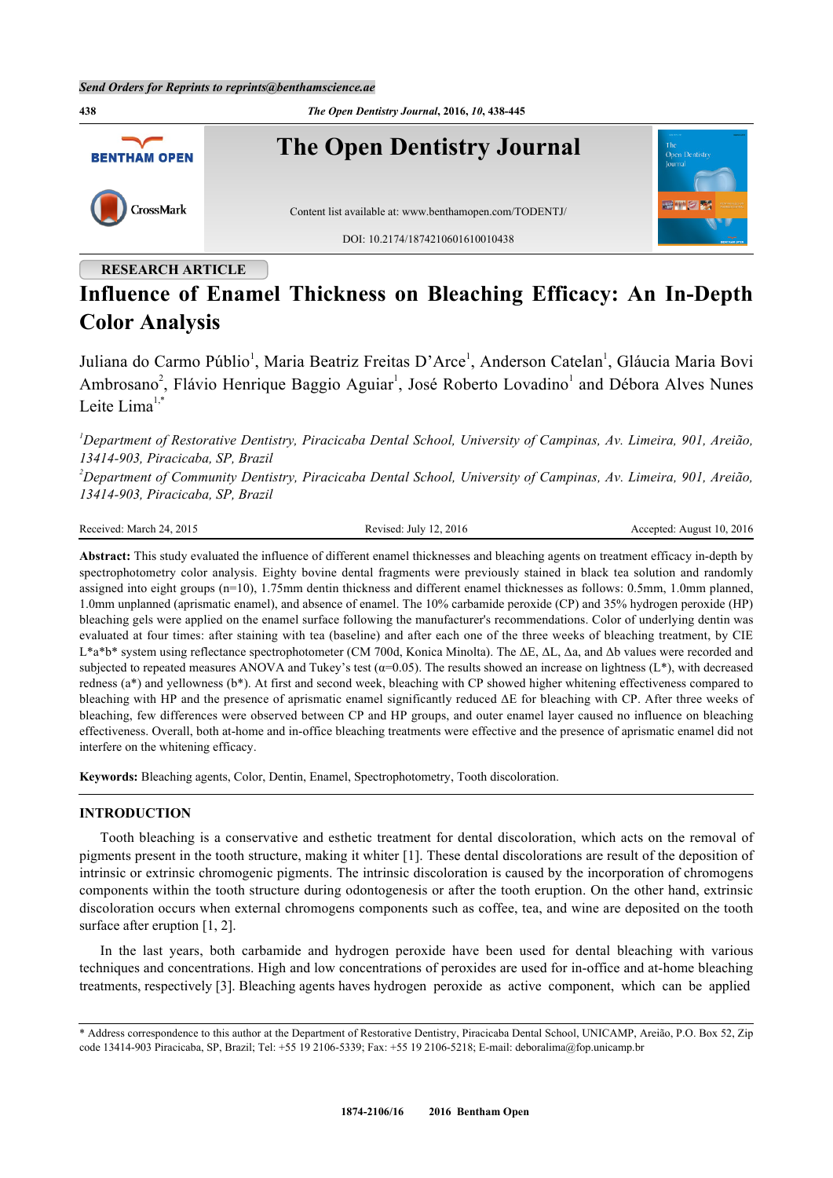Send Orders for Reprints to reprints@benthamscience.ae

RESEARCH ARTICLE

# Influence of Enamel Thickness on Bleaching Efficacy: An In-Depth Color Analysis

Juliana do Carmo Públio[1], Maria Beatriz Freitas D'Arce[1], Anderson Catelan[1], Gláucia Maria Bovi Ambrosano[2], Flávio Henrique Baggio Aguiar[1], José Roberto Lovadino[1] and Débora Alves Nunes Leite Lima[1,*]

[1]*Department of Restorative Dentistry, Piracicaba Dental School, University of Campinas, Av. Limeira, 901, Areião, 13414-903, Piracicaba, SP, Brazil*

[2]*Department of Community Dentistry, Piracicaba Dental School, University of Campinas, Av. Limeira, 901, Areião, 13414-903, Piracicaba, SP, Brazil*

Received: March 24, 2015 Revised: July 12, 2016 Accepted: August 10, 2016

**Abstract:** This study evaluated the influence of different enamel thicknesses and bleaching agents on treatment efficacy in-depth by spectrophotometry color analysis. Eighty bovine dental fragments were previously stained in black tea solution and randomly assigned into eight groups (n=10), 1.75mm dentin thickness and different enamel thicknesses as follows: 0.5mm, 1.0mm planned, 1.0mm unplanned (aprismatic enamel), and absence of enamel. The 10% carbamide peroxide (CP) and 35% hydrogen peroxide (HP) bleaching gels were applied on the enamel surface following the manufacturer's recommendations. Color of underlying dentin was evaluated at four times: after staining with tea (baseline) and after each one of the three weeks of bleaching treatment, by CIE L\*a\*b\* system using reflectance spectrophotometer (CM 700d, Konica Minolta). The ΔE, ΔL, Δa, and Δb values were recorded and subjected to repeated measures ANOVA and Tukey's test ($\alpha$=0.05). The results showed an increase on lightness (L\*), with decreased redness (a\*) and yellowness (b\*). At first and second week, bleaching with CP showed higher whitening effectiveness compared to bleaching with HP and the presence of aprismatic enamel significantly reduced ΔE for bleaching with CP. After three weeks of bleaching, few differences were observed between CP and HP groups, and outer enamel layer caused no influence on bleaching effectiveness. Overall, both at-home and in-office bleaching treatments were effective and the presence of aprismatic enamel did not interfere on the whitening efficacy.

**Keywords:** Bleaching agents, Color, Dentin, Enamel, Spectrophotometry, Tooth discoloration.

## INTRODUCTION

Tooth bleaching is a conservative and esthetic treatment for dental discoloration, which acts on the removal of pigments present in the tooth structure, making it whiter [1]. These dental discolorations are result of the deposition of intrinsic or extrinsic chromogenic pigments. The intrinsic discoloration is caused by the incorporation of chromogens components within the tooth structure during odontogenesis or after the tooth eruption. On the other hand, extrinsic discoloration occurs when external chromogens components such as coffee, tea, and wine are deposited on the tooth surface after eruption [1, 2].

In the last years, both carbamide and hydrogen peroxide have been used for dental bleaching with various techniques and concentrations. High and low concentrations of peroxides are used for in-office and at-home bleaching treatments, respectively [3]. Bleaching agents haves hydrogen peroxide as active component, which can be applied

\* Address correspondence to this author at the Department of Restorative Dentistry, Piracicaba Dental School, UNICAMP, Areião, P.O. Box 52, Zip code 13414-903 Piracicaba, SP, Brazil; Tel: +55 19 2106-5339; Fax: +55 19 2106-5218; E-mail: deboralima@fop.unicamp.br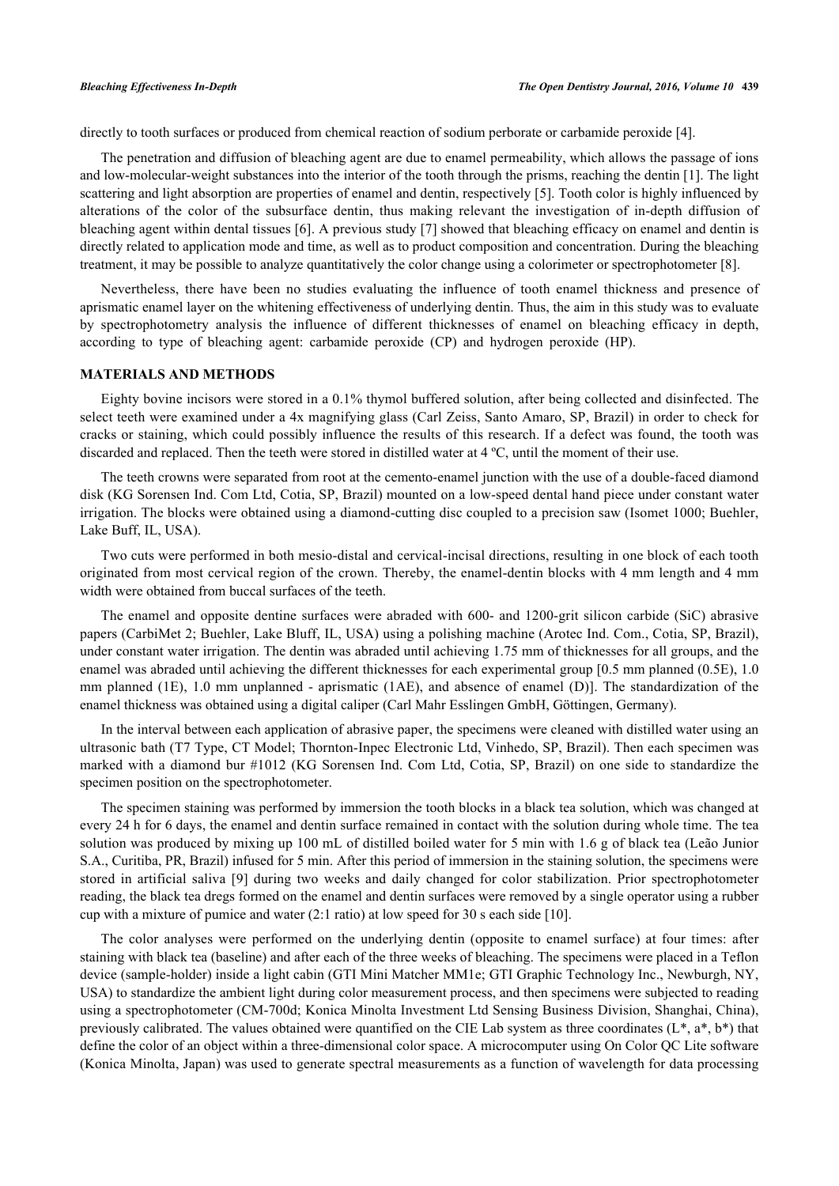directly to tooth surfaces or produced from chemical reaction of sodium perborate or carbamide peroxide [4].

The penetration and diffusion of bleaching agent are due to enamel permeability, which allows the passage of ions and low-molecular-weight substances into the interior of the tooth through the prisms, reaching the dentin [1]. The light scattering and light absorption are properties of enamel and dentin, respectively [5]. Tooth color is highly influenced by alterations of the color of the subsurface dentin, thus making relevant the investigation of in-depth diffusion of bleaching agent within dental tissues [6]. A previous study [7] showed that bleaching efficacy on enamel and dentin is directly related to application mode and time, as well as to product composition and concentration. During the bleaching treatment, it may be possible to analyze quantitatively the color change using a colorimeter or spectrophotometer [8].

Nevertheless, there have been no studies evaluating the influence of tooth enamel thickness and presence of aprismatic enamel layer on the whitening effectiveness of underlying dentin. Thus, the aim in this study was to evaluate by spectrophotometry analysis the influence of different thicknesses of enamel on bleaching efficacy in depth, according to type of bleaching agent: carbamide peroxide (CP) and hydrogen peroxide (HP).

## MATERIALS AND METHODS

Eighty bovine incisors were stored in a 0.1% thymol buffered solution, after being collected and disinfected. The select teeth were examined under a 4x magnifying glass (Carl Zeiss, Santo Amaro, SP, Brazil) in order to check for cracks or staining, which could possibly influence the results of this research. If a defect was found, the tooth was discarded and replaced. Then the teeth were stored in distilled water at 4 ºC, until the moment of their use.

The teeth crowns were separated from root at the cemento-enamel junction with the use of a double-faced diamond disk (KG Sorensen Ind. Com Ltd, Cotia, SP, Brazil) mounted on a low-speed dental hand piece under constant water irrigation. The blocks were obtained using a diamond-cutting disc coupled to a precision saw (Isomet 1000; Buehler, Lake Buff, IL, USA).

Two cuts were performed in both mesio-distal and cervical-incisal directions, resulting in one block of each tooth originated from most cervical region of the crown. Thereby, the enamel-dentin blocks with 4 mm length and 4 mm width were obtained from buccal surfaces of the teeth.

The enamel and opposite dentine surfaces were abraded with 600- and 1200-grit silicon carbide (SiC) abrasive papers (CarbiMet 2; Buehler, Lake Bluff, IL, USA) using a polishing machine (Arotec Ind. Com., Cotia, SP, Brazil), under constant water irrigation. The dentin was abraded until achieving 1.75 mm of thicknesses for all groups, and the enamel was abraded until achieving the different thicknesses for each experimental group [0.5 mm planned (0.5E), 1.0 mm planned (1E), 1.0 mm unplanned - aprismatic (1AE), and absence of enamel (D)]. The standardization of the enamel thickness was obtained using a digital caliper (Carl Mahr Esslingen GmbH, Göttingen, Germany).

In the interval between each application of abrasive paper, the specimens were cleaned with distilled water using an ultrasonic bath (T7 Type, CT Model; Thornton-Inpec Electronic Ltd, Vinhedo, SP, Brazil). Then each specimen was marked with a diamond bur #1012 (KG Sorensen Ind. Com Ltd, Cotia, SP, Brazil) on one side to standardize the specimen position on the spectrophotometer.

The specimen staining was performed by immersion the tooth blocks in a black tea solution, which was changed at every 24 h for 6 days, the enamel and dentin surface remained in contact with the solution during whole time. The tea solution was produced by mixing up 100 mL of distilled boiled water for 5 min with 1.6 g of black tea (Leão Junior S.A., Curitiba, PR, Brazil) infused for 5 min. After this period of immersion in the staining solution, the specimens were stored in artificial saliva [9] during two weeks and daily changed for color stabilization. Prior spectrophotometer reading, the black tea dregs formed on the enamel and dentin surfaces were removed by a single operator using a rubber cup with a mixture of pumice and water (2:1 ratio) at low speed for 30 s each side [10].

The color analyses were performed on the underlying dentin (opposite to enamel surface) at four times: after staining with black tea (baseline) and after each of the three weeks of bleaching. The specimens were placed in a Teflon device (sample-holder) inside a light cabin (GTI Mini Matcher MM1e; GTI Graphic Technology Inc., Newburgh, NY, USA) to standardize the ambient light during color measurement process, and then specimens were subjected to reading using a spectrophotometer (CM-700d; Konica Minolta Investment Ltd Sensing Business Division, Shanghai, China), previously calibrated. The values obtained were quantified on the CIE Lab system as three coordinates ($L^*$, $a^*$, $b^*$) that define the color of an object within a three-dimensional color space. A microcomputer using On Color QC Lite software (Konica Minolta, Japan) was used to generate spectral measurements as a function of wavelength for data processing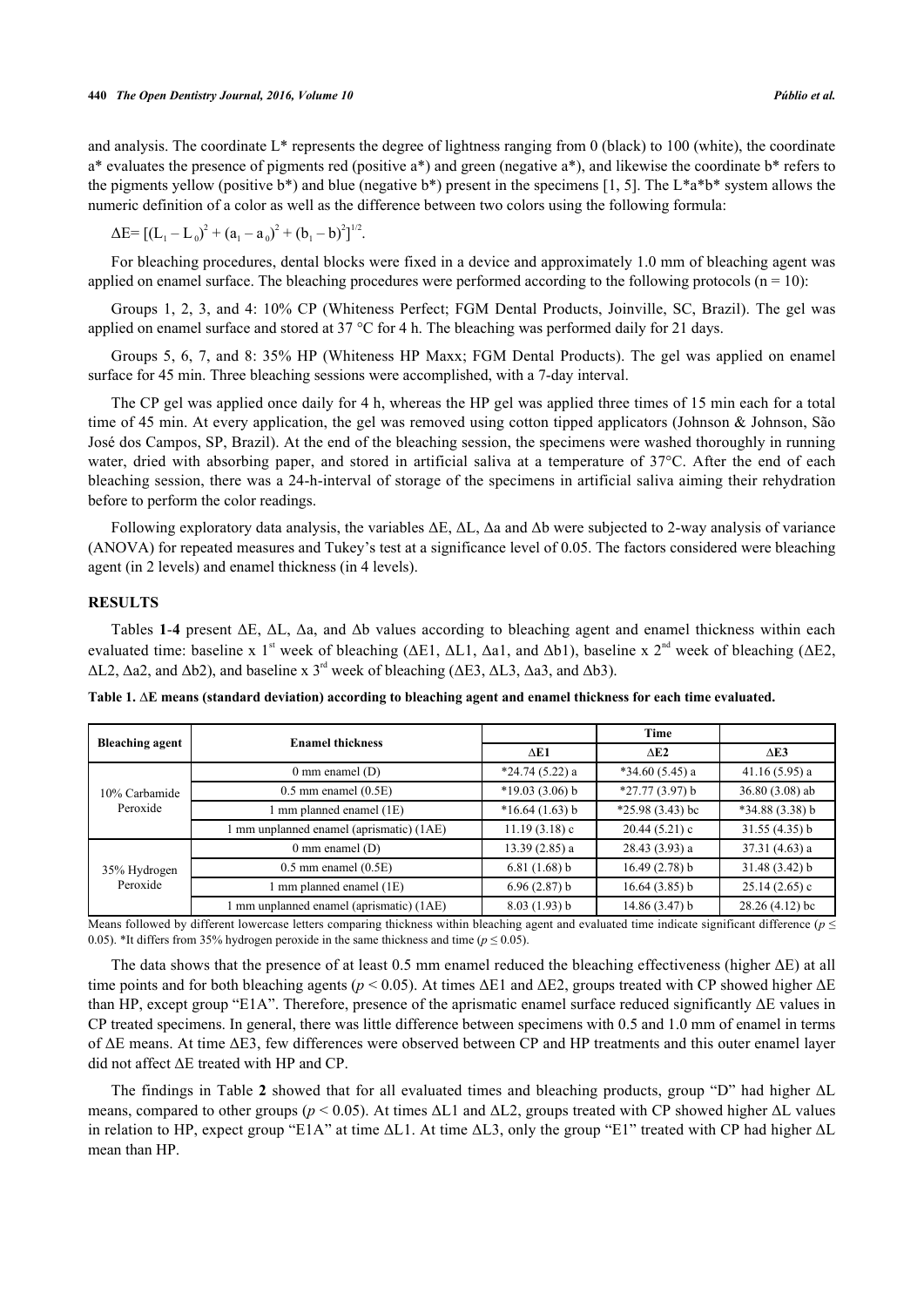and analysis. The coordinate L* represents the degree of lightness ranging from 0 (black) to 100 (white), the coordinate a* evaluates the presence of pigments red (positive a*) and green (negative a*), and likewise the coordinate b* refers to the pigments yellow (positive b*) and blue (negative b*) present in the specimens [1, 5]. The L*a*b* system allows the numeric definition of a color as well as the difference between two colors using the following formula:

$$\Delta E= [(L_1 - L_0)^2 + (a_1 - a_0)^2 + (b_1 - b)^2]^{1/2}.$$

For bleaching procedures, dental blocks were fixed in a device and approximately 1.0 mm of bleaching agent was applied on enamel surface. The bleaching procedures were performed according to the following protocols (n = 10):

Groups 1, 2, 3, and 4: 10% CP (Whiteness Perfect; FGM Dental Products, Joinville, SC, Brazil). The gel was applied on enamel surface and stored at 37 °C for 4 h. The bleaching was performed daily for 21 days.

Groups 5, 6, 7, and 8: 35% HP (Whiteness HP Maxx; FGM Dental Products). The gel was applied on enamel surface for 45 min. Three bleaching sessions were accomplished, with a 7-day interval.

The CP gel was applied once daily for 4 h, whereas the HP gel was applied three times of 15 min each for a total time of 45 min. At every application, the gel was removed using cotton tipped applicators (Johnson & Johnson, São José dos Campos, SP, Brazil). At the end of the bleaching session, the specimens were washed thoroughly in running water, dried with absorbing paper, and stored in artificial saliva at a temperature of 37°C. After the end of each bleaching session, there was a 24-h-interval of storage of the specimens in artificial saliva aiming their rehydration before to perform the color readings.

Following exploratory data analysis, the variables ΔE, ΔL, Δa and Δb were subjected to 2-way analysis of variance (ANOVA) for repeated measures and Tukey's test at a significance level of 0.05. The factors considered were bleaching agent (in 2 levels) and enamel thickness (in 4 levels).

## RESULTS

Tables **1**-**4** present ΔE, ΔL, Δa, and Δb values according to bleaching agent and enamel thickness within each evaluated time: baseline x 1st week of bleaching (ΔE1, ΔL1, Δa1, and Δb1), baseline x 2nd week of bleaching (ΔE2, ΔL2, Δa2, and Δb2), and baseline x 3rd week of bleaching (ΔE3, ΔL3, Δa3, and Δb3).

**Table 1. ΔE means (standard deviation) according to bleaching agent and enamel thickness for each time evaluated.**

| Bleaching agent | Enamel thickness | Time | | |
|---|---|---|---|---|
| | | ΔE1 | ΔE2 | ΔE3 |
| 10% Carbamide Peroxide | 0 mm enamel (D) | *24.74 (5.22) a | *34.60 (5.45) a | 41.16 (5.95) a |
| | 0.5 mm enamel (0.5E) | *19.03 (3.06) b | *27.77 (3.97) b | 36.80 (3.08) ab |
| | 1 mm planned enamel (1E) | *16.64 (1.63) b | *25.98 (3.43) bc | *34.88 (3.38) b |
| | 1 mm unplanned enamel (aprismatic) (1AE) | 11.19 (3.18) c | 20.44 (5.21) c | 31.55 (4.35) b |
| 35% Hydrogen Peroxide | 0 mm enamel (D) | 13.39 (2.85) a | 28.43 (3.93) a | 37.31 (4.63) a |
| | 0.5 mm enamel (0.5E) | 6.81 (1.68) b | 16.49 (2.78) b | 31.48 (3.42) b |
| | 1 mm planned enamel (1E) | 6.96 (2.87) b | 16.64 (3.85) b | 25.14 (2.65) c |
| | 1 mm unplanned enamel (aprismatic) (1AE) | 8.03 (1.93) b | 14.86 (3.47) b | 28.26 (4.12) bc |

Means followed by different lowercase letters comparing thickness within bleaching agent and evaluated time indicate significant difference ($p \leq 0.05$). *It differs from 35% hydrogen peroxide in the same thickness and time ($p \leq 0.05$).

The data shows that the presence of at least 0.5 mm enamel reduced the bleaching effectiveness (higher ΔE) at all time points and for both bleaching agents ($p < 0.05$). At times ΔE1 and ΔE2, groups treated with CP showed higher ΔE than HP, except group "E1A". Therefore, presence of the aprismatic enamel surface reduced significantly ΔE values in CP treated specimens. In general, there was little difference between specimens with 0.5 and 1.0 mm of enamel in terms of ΔE means. At time ΔE3, few differences were observed between CP and HP treatments and this outer enamel layer did not affect ΔE treated with HP and CP.

The findings in Table **2** showed that for all evaluated times and bleaching products, group "D" had higher ΔL means, compared to other groups ($p < 0.05$). At times ΔL1 and ΔL2, groups treated with CP showed higher ΔL values in relation to HP, expect group "E1A" at time ΔL1. At time ΔL3, only the group "E1" treated with CP had higher ΔL mean than HP.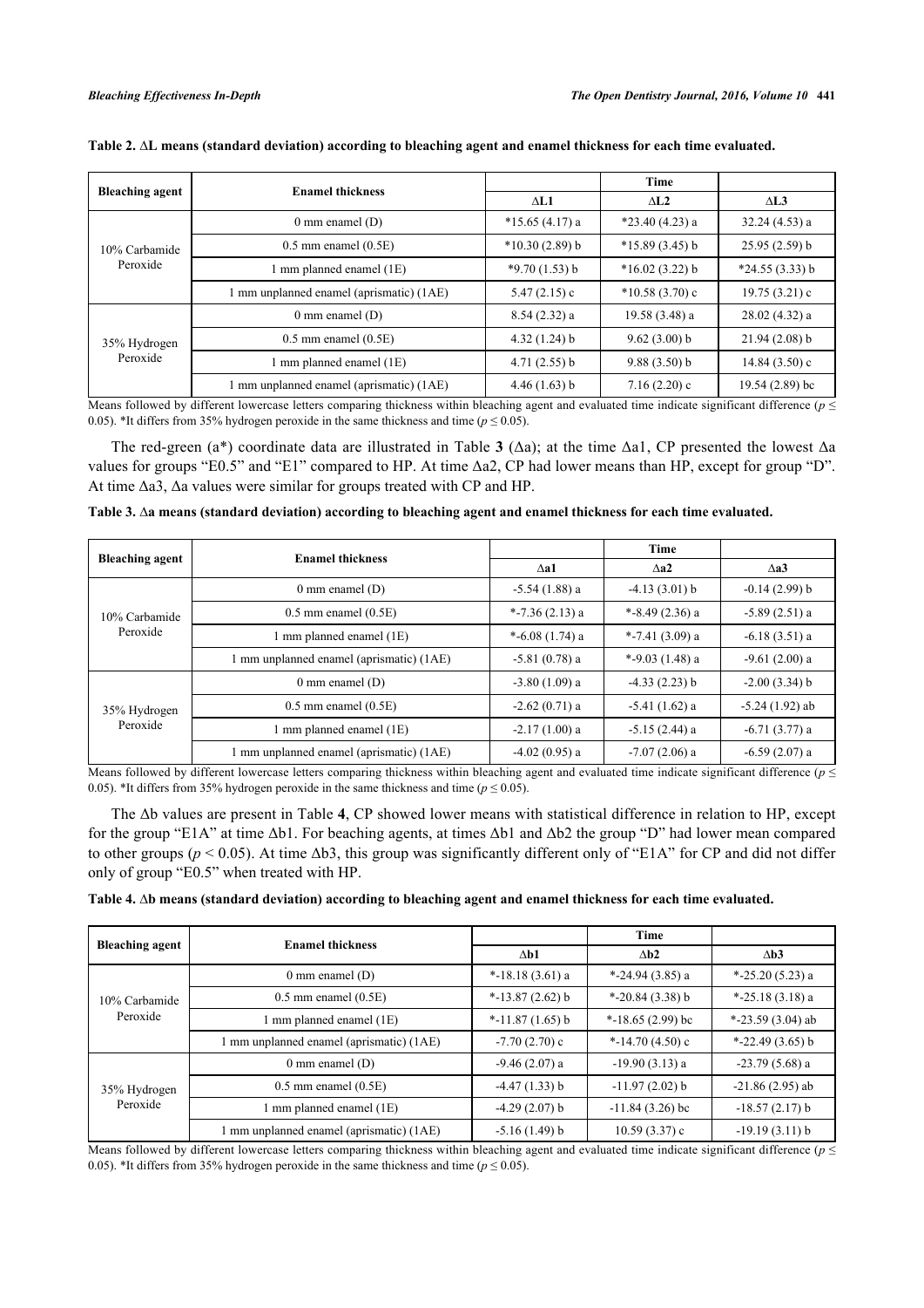**Table 2. ΔL means (standard deviation) according to bleaching agent and enamel thickness for each time evaluated.**

| Bleaching agent | Enamel thickness | Time | | |
|---|---|---|---|---|
| | | ΔL1 | ΔL2 | ΔL3 |
| 10% Carbamide Peroxide | 0 mm enamel (D) | *15.65 (4.17) a | *23.40 (4.23) a | 32.24 (4.53) a |
| | 0.5 mm enamel (0.5E) | *10.30 (2.89) b | *15.89 (3.45) b | 25.95 (2.59) b |
| | 1 mm planned enamel (1E) | *9.70 (1.53) b | *16.02 (3.22) b | *24.55 (3.33) b |
| | 1 mm unplanned enamel (aprismatic) (1AE) | 5.47 (2.15) c | *10.58 (3.70) c | 19.75 (3.21) c |
| 35% Hydrogen Peroxide | 0 mm enamel (D) | 8.54 (2.32) a | 19.58 (3.48) a | 28.02 (4.32) a |
| | 0.5 mm enamel (0.5E) | 4.32 (1.24) b | 9.62 (3.00) b | 21.94 (2.08) b |
| | 1 mm planned enamel (1E) | 4.71 (2.55) b | 9.88 (3.50) b | 14.84 (3.50) c |
| | 1 mm unplanned enamel (aprismatic) (1AE) | 4.46 (1.63) b | 7.16 (2.20) c | 19.54 (2.89) bc |

Means followed by different lowercase letters comparing thickness within bleaching agent and evaluated time indicate significant difference ($p \leq 0.05$). *It differs from 35% hydrogen peroxide in the same thickness and time ($p \leq 0.05$).

The red-green (a*) coordinate data are illustrated in Table **3** (Δa); at the time Δa1, CP presented the lowest Δa values for groups "E0.5" and "E1" compared to HP. At time Δa2, CP had lower means than HP, except for group "D". At time Δa3, Δa values were similar for groups treated with CP and HP.

**Table 3. Δa means (standard deviation) according to bleaching agent and enamel thickness for each time evaluated.**

| Bleaching agent | Enamel thickness | Time | | |
|---|---|---|---|---|
| | | Δa1 | Δa2 | Δa3 |
| 10% Carbamide Peroxide | 0 mm enamel (D) | -5.54 (1.88) a | -4.13 (3.01) b | -0.14 (2.99) b |
| | 0.5 mm enamel (0.5E) | *-7.36 (2.13) a | *-8.49 (2.36) a | -5.89 (2.51) a |
| | 1 mm planned enamel (1E) | *-6.08 (1.74) a | *-7.41 (3.09) a | -6.18 (3.51) a |
| | 1 mm unplanned enamel (aprismatic) (1AE) | -5.81 (0.78) a | *-9.03 (1.48) a | -9.61 (2.00) a |
| 35% Hydrogen Peroxide | 0 mm enamel (D) | -3.80 (1.09) a | -4.33 (2.23) b | -2.00 (3.34) b |
| | 0.5 mm enamel (0.5E) | -2.62 (0.71) a | -5.41 (1.62) a | -5.24 (1.92) ab |
| | 1 mm planned enamel (1E) | -2.17 (1.00) a | -5.15 (2.44) a | -6.71 (3.77) a |
| | 1 mm unplanned enamel (aprismatic) (1AE) | -4.02 (0.95) a | -7.07 (2.06) a | -6.59 (2.07) a |

Means followed by different lowercase letters comparing thickness within bleaching agent and evaluated time indicate significant difference ($p \leq 0.05$). *It differs from 35% hydrogen peroxide in the same thickness and time ($p \leq 0.05$).

The Δb values are present in Table **4**, CP showed lower means with statistical difference in relation to HP, except for the group "E1A" at time Δb1. For beaching agents, at times Δb1 and Δb2 the group "D" had lower mean compared to other groups ($p < 0.05$). At time Δb3, this group was significantly different only of "E1A" for CP and did not differ only of group "E0.5" when treated with HP.

**Table 4. Δb means (standard deviation) according to bleaching agent and enamel thickness for each time evaluated.**

| Bleaching agent | Enamel thickness | Time | | |
|---|---|---|---|---|
| | | Δb1 | Δb2 | Δb3 |
| 10% Carbamide Peroxide | 0 mm enamel (D) | *-18.18 (3.61) a | *-24.94 (3.85) a | *-25.20 (5.23) a |
| | 0.5 mm enamel (0.5E) | *-13.87 (2.62) b | *-20.84 (3.38) b | *-25.18 (3.18) a |
| | 1 mm planned enamel (1E) | *-11.87 (1.65) b | *-18.65 (2.99) bc | *-23.59 (3.04) ab |
| | 1 mm unplanned enamel (aprismatic) (1AE) | -7.70 (2.70) c | *-14.70 (4.50) c | *-22.49 (3.65) b |
| 35% Hydrogen Peroxide | 0 mm enamel (D) | -9.46 (2.07) a | -19.90 (3.13) a | -23.79 (5.68) a |
| | 0.5 mm enamel (0.5E) | -4.47 (1.33) b | -11.97 (2.02) b | -21.86 (2.95) ab |
| | 1 mm planned enamel (1E) | -4.29 (2.07) b | -11.84 (3.26) bc | -18.57 (2.17) b |
| | 1 mm unplanned enamel (aprismatic) (1AE) | -5.16 (1.49) b | 10.59 (3.37) c | -19.19 (3.11) b |

Means followed by different lowercase letters comparing thickness within bleaching agent and evaluated time indicate significant difference ($p \leq 0.05$). *It differs from 35% hydrogen peroxide in the same thickness and time ($p \leq 0.05$).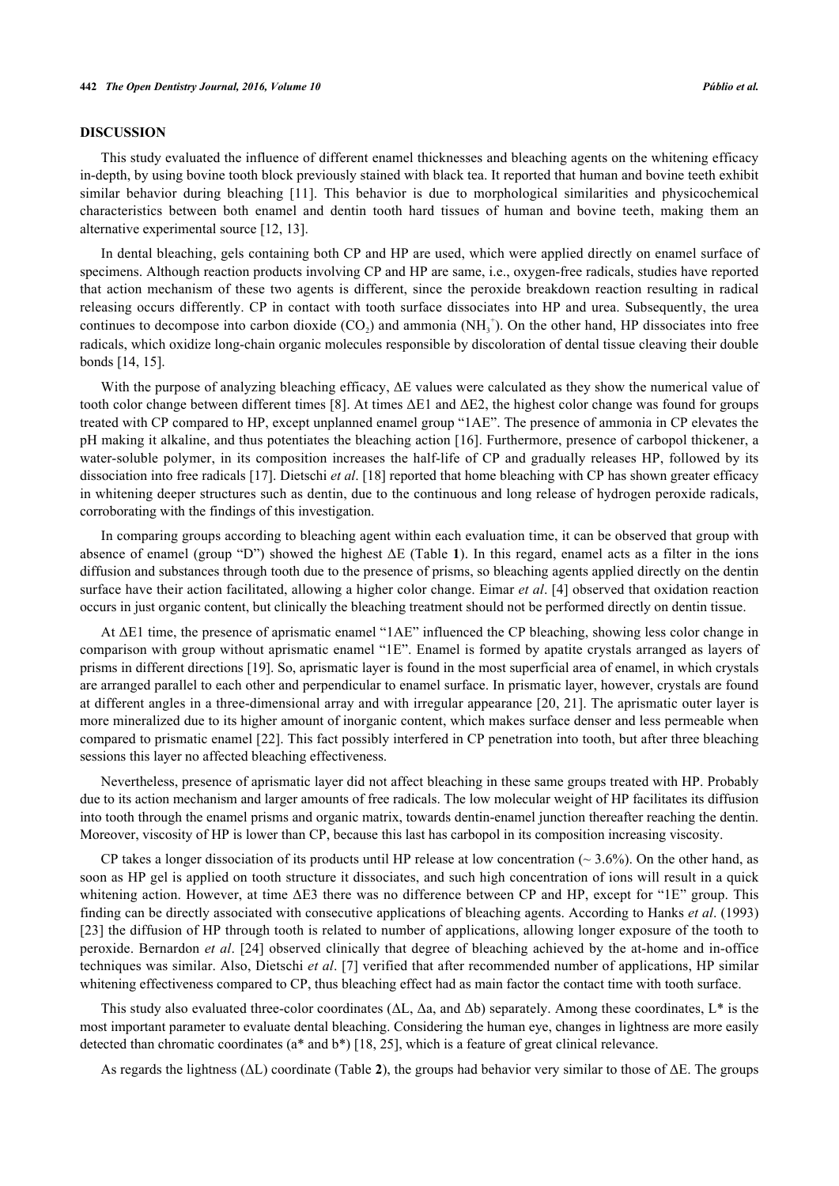## DISCUSSION

This study evaluated the influence of different enamel thicknesses and bleaching agents on the whitening efficacy in-depth, by using bovine tooth block previously stained with black tea. It reported that human and bovine teeth exhibit similar behavior during bleaching [11]. This behavior is due to morphological similarities and physicochemical characteristics between both enamel and dentin tooth hard tissues of human and bovine teeth, making them an alternative experimental source [12, 13].

In dental bleaching, gels containing both CP and HP are used, which were applied directly on enamel surface of specimens. Although reaction products involving CP and HP are same, i.e., oxygen-free radicals, studies have reported that action mechanism of these two agents is different, since the peroxide breakdown reaction resulting in radical releasing occurs differently. CP in contact with tooth surface dissociates into HP and urea. Subsequently, the urea continues to decompose into carbon dioxide ($CO_2$) and ammonia ($NH_3^+$). On the other hand, HP dissociates into free radicals, which oxidize long-chain organic molecules responsible by discoloration of dental tissue cleaving their double bonds [14, 15].

With the purpose of analyzing bleaching efficacy, ΔE values were calculated as they show the numerical value of tooth color change between different times [8]. At times ΔE1 and ΔE2, the highest color change was found for groups treated with CP compared to HP, except unplanned enamel group "1AE". The presence of ammonia in CP elevates the pH making it alkaline, and thus potentiates the bleaching action [16]. Furthermore, presence of carbopol thickener, a water-soluble polymer, in its composition increases the half-life of CP and gradually releases HP, followed by its dissociation into free radicals [17]. Dietschi *et al*. [18] reported that home bleaching with CP has shown greater efficacy in whitening deeper structures such as dentin, due to the continuous and long release of hydrogen peroxide radicals, corroborating with the findings of this investigation.

In comparing groups according to bleaching agent within each evaluation time, it can be observed that group with absence of enamel (group "D") showed the highest ΔE (Table **1**). In this regard, enamel acts as a filter in the ions diffusion and substances through tooth due to the presence of prisms, so bleaching agents applied directly on the dentin surface have their action facilitated, allowing a higher color change. Eimar *et al*. [4] observed that oxidation reaction occurs in just organic content, but clinically the bleaching treatment should not be performed directly on dentin tissue.

At ΔE1 time, the presence of aprismatic enamel "1AE" influenced the CP bleaching, showing less color change in comparison with group without aprismatic enamel "1E". Enamel is formed by apatite crystals arranged as layers of prisms in different directions [19]. So, aprismatic layer is found in the most superficial area of enamel, in which crystals are arranged parallel to each other and perpendicular to enamel surface. In prismatic layer, however, crystals are found at different angles in a three-dimensional array and with irregular appearance [20, 21]. The aprismatic outer layer is more mineralized due to its higher amount of inorganic content, which makes surface denser and less permeable when compared to prismatic enamel [22]. This fact possibly interfered in CP penetration into tooth, but after three bleaching sessions this layer no affected bleaching effectiveness.

Nevertheless, presence of aprismatic layer did not affect bleaching in these same groups treated with HP. Probably due to its action mechanism and larger amounts of free radicals. The low molecular weight of HP facilitates its diffusion into tooth through the enamel prisms and organic matrix, towards dentin-enamel junction thereafter reaching the dentin. Moreover, viscosity of HP is lower than CP, because this last has carbopol in its composition increasing viscosity.

CP takes a longer dissociation of its products until HP release at low concentration (~ 3.6%). On the other hand, as soon as HP gel is applied on tooth structure it dissociates, and such high concentration of ions will result in a quick whitening action. However, at time ΔE3 there was no difference between CP and HP, except for "1E" group. This finding can be directly associated with consecutive applications of bleaching agents. According to Hanks *et al*. (1993) [23] the diffusion of HP through tooth is related to number of applications, allowing longer exposure of the tooth to peroxide. Bernardon *et al*. [24] observed clinically that degree of bleaching achieved by the at-home and in-office techniques was similar. Also, Dietschi *et al*. [7] verified that after recommended number of applications, HP similar whitening effectiveness compared to CP, thus bleaching effect had as main factor the contact time with tooth surface.

This study also evaluated three-color coordinates (ΔL, Δa, and Δb) separately. Among these coordinates, L* is the most important parameter to evaluate dental bleaching. Considering the human eye, changes in lightness are more easily detected than chromatic coordinates (a* and b*) [18, 25], which is a feature of great clinical relevance.

As regards the lightness (ΔL) coordinate (Table **2**), the groups had behavior very similar to those of ΔE. The groups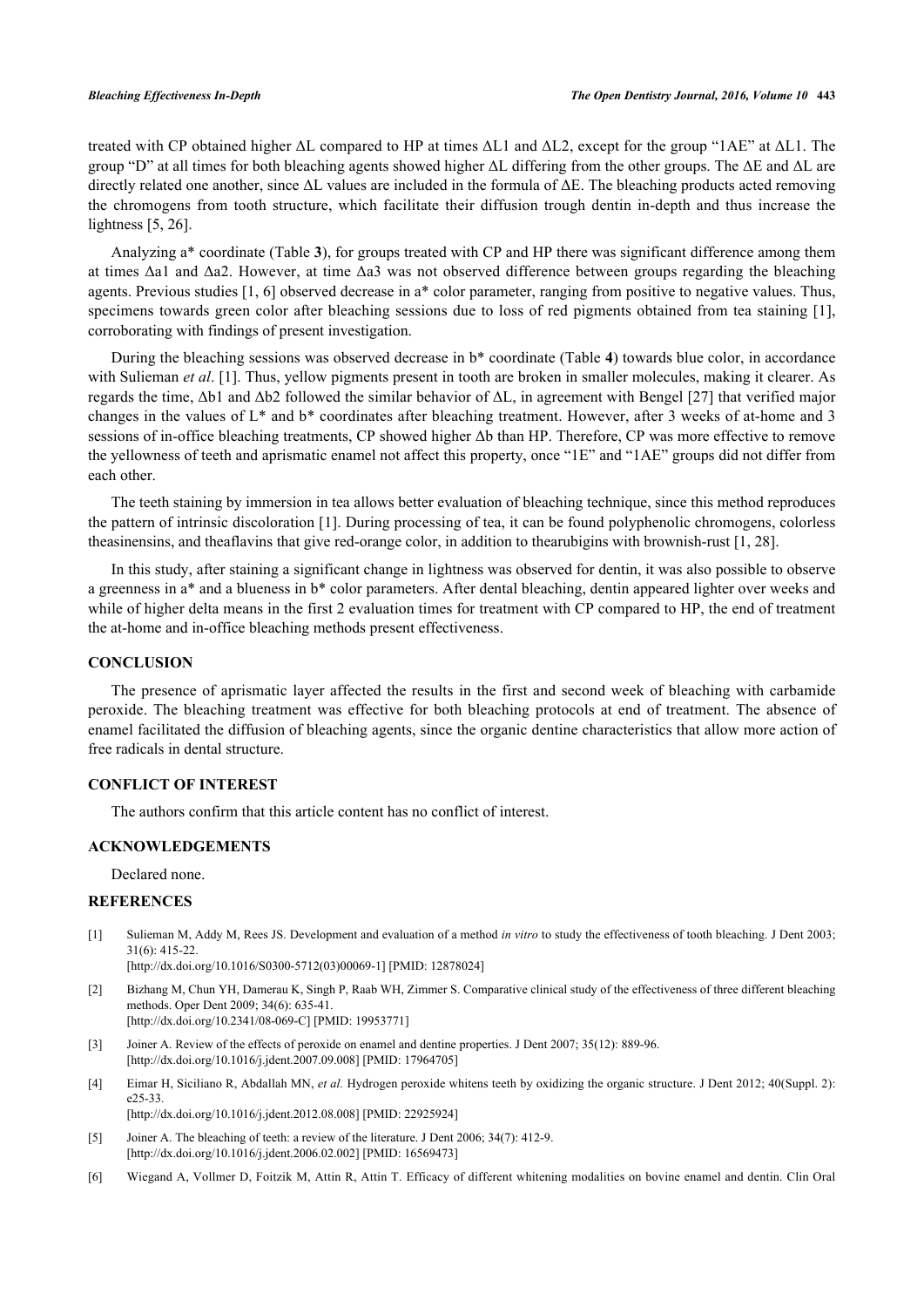treated with CP obtained higher ΔL compared to HP at times ΔL1 and ΔL2, except for the group "1AE" at ΔL1. The group "D" at all times for both bleaching agents showed higher ΔL differing from the other groups. The ΔE and ΔL are directly related one another, since ΔL values are included in the formula of ΔE. The bleaching products acted removing the chromogens from tooth structure, which facilitate their diffusion trough dentin in-depth and thus increase the lightness [5, 26].

Analyzing a* coordinate (Table **3**), for groups treated with CP and HP there was significant difference among them at times Δa1 and Δa2. However, at time Δa3 was not observed difference between groups regarding the bleaching agents. Previous studies [1, 6] observed decrease in a* color parameter, ranging from positive to negative values. Thus, specimens towards green color after bleaching sessions due to loss of red pigments obtained from tea staining [1], corroborating with findings of present investigation.

During the bleaching sessions was observed decrease in b* coordinate (Table **4**) towards blue color, in accordance with Sulieman *et al*. [1]. Thus, yellow pigments present in tooth are broken in smaller molecules, making it clearer. As regards the time, Δb1 and Δb2 followed the similar behavior of ΔL, in agreement with Bengel [27] that verified major changes in the values of L* and b* coordinates after bleaching treatment. However, after 3 weeks of at-home and 3 sessions of in-office bleaching treatments, CP showed higher Δb than HP. Therefore, CP was more effective to remove the yellowness of teeth and aprismatic enamel not affect this property, once "1E" and "1AE" groups did not differ from each other.

The teeth staining by immersion in tea allows better evaluation of bleaching technique, since this method reproduces the pattern of intrinsic discoloration [1]. During processing of tea, it can be found polyphenolic chromogens, colorless theasinensins, and theaflavins that give red-orange color, in addition to thearubigins with brownish-rust [1, 28].

In this study, after staining a significant change in lightness was observed for dentin, it was also possible to observe a greenness in a* and a blueness in b* color parameters. After dental bleaching, dentin appeared lighter over weeks and while of higher delta means in the first 2 evaluation times for treatment with CP compared to HP, the end of treatment the at-home and in-office bleaching methods present effectiveness.

## CONCLUSION

The presence of aprismatic layer affected the results in the first and second week of bleaching with carbamide peroxide. The bleaching treatment was effective for both bleaching protocols at end of treatment. The absence of enamel facilitated the diffusion of bleaching agents, since the organic dentine characteristics that allow more action of free radicals in dental structure.

## CONFLICT OF INTEREST

The authors confirm that this article content has no conflict of interest.

## ACKNOWLEDGEMENTS

Declared none.

## REFERENCES

[1] Sulieman M, Addy M, Rees JS. Development and evaluation of a method *in vitro* to study the effectiveness of tooth bleaching. J Dent 2003; 31(6): 415-22.
[http://dx.doi.org/10.1016/S0300-5712(03)00069-1] [PMID: 12878024]

[2] Bizhang M, Chun YH, Damerau K, Singh P, Raab WH, Zimmer S. Comparative clinical study of the effectiveness of three different bleaching methods. Oper Dent 2009; 34(6): 635-41.
[http://dx.doi.org/10.2341/08-069-C] [PMID: 19953771]

[3] Joiner A. Review of the effects of peroxide on enamel and dentine properties. J Dent 2007; 35(12): 889-96.
[http://dx.doi.org/10.1016/j.jdent.2007.09.008] [PMID: 17964705]

[4] Eimar H, Siciliano R, Abdallah MN, *et al.* Hydrogen peroxide whitens teeth by oxidizing the organic structure. J Dent 2012; 40(Suppl. 2): e25-33.
[http://dx.doi.org/10.1016/j.jdent.2012.08.008] [PMID: 22925924]

[5] Joiner A. The bleaching of teeth: a review of the literature. J Dent 2006; 34(7): 412-9.
[http://dx.doi.org/10.1016/j.jdent.2006.02.002] [PMID: 16569473]

[6] Wiegand A, Vollmer D, Foitzik M, Attin R, Attin T. Efficacy of different whitening modalities on bovine enamel and dentin. Clin Oral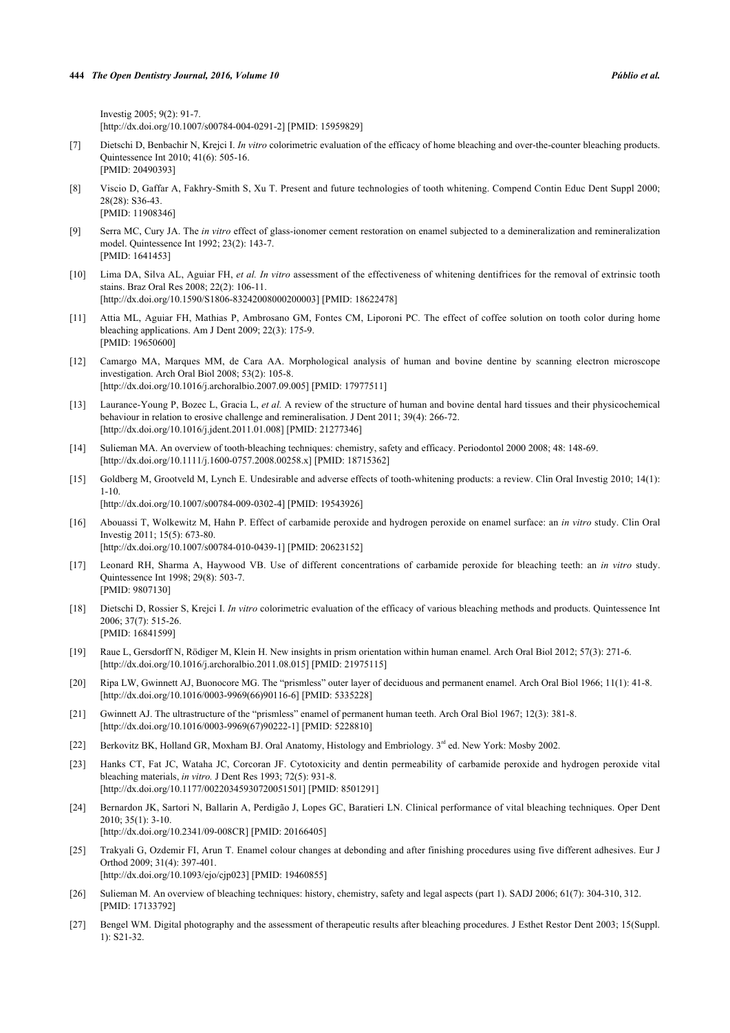Investig 2005; 9(2): 91-7.
[http://dx.doi.org/10.1007/s00784-004-0291-2] [PMID: 15959829]

[7] Dietschi D, Benbachir N, Krejci I. *In vitro* colorimetric evaluation of the efficacy of home bleaching and over-the-counter bleaching products. Quintessence Int 2010; 41(6): 505-16.
[PMID: 20490393]

[8] Viscio D, Gaffar A, Fakhry-Smith S, Xu T. Present and future technologies of tooth whitening. Compend Contin Educ Dent Suppl 2000; 28(28): S36-43.
[PMID: 11908346]

[9] Serra MC, Cury JA. The *in vitro* effect of glass-ionomer cement restoration on enamel subjected to a demineralization and remineralization model. Quintessence Int 1992; 23(2): 143-7.
[PMID: 1641453]

[10] Lima DA, Silva AL, Aguiar FH, *et al. In vitro* assessment of the effectiveness of whitening dentifrices for the removal of extrinsic tooth stains. Braz Oral Res 2008; 22(2): 106-11.
[http://dx.doi.org/10.1590/S1806-83242008000200003] [PMID: 18622478]

[11] Attia ML, Aguiar FH, Mathias P, Ambrosano GM, Fontes CM, Liporoni PC. The effect of coffee solution on tooth color during home bleaching applications. Am J Dent 2009; 22(3): 175-9.
[PMID: 19650600]

[12] Camargo MA, Marques MM, de Cara AA. Morphological analysis of human and bovine dentine by scanning electron microscope investigation. Arch Oral Biol 2008; 53(2): 105-8.
[http://dx.doi.org/10.1016/j.archoralbio.2007.09.005] [PMID: 17977511]

[13] Laurance-Young P, Bozec L, Gracia L, *et al.* A review of the structure of human and bovine dental hard tissues and their physicochemical behaviour in relation to erosive challenge and remineralisation. J Dent 2011; 39(4): 266-72.
[http://dx.doi.org/10.1016/j.jdent.2011.01.008] [PMID: 21277346]

[14] Sulieman MA. An overview of tooth-bleaching techniques: chemistry, safety and efficacy. Periodontol 2000 2008; 48: 148-69.
[http://dx.doi.org/10.1111/j.1600-0757.2008.00258.x] [PMID: 18715362]

[15] Goldberg M, Grootveld M, Lynch E. Undesirable and adverse effects of tooth-whitening products: a review. Clin Oral Investig 2010; 14(1): 1-10.
[http://dx.doi.org/10.1007/s00784-009-0302-4] [PMID: 19543926]

[16] Abouassi T, Wolkewitz M, Hahn P. Effect of carbamide peroxide and hydrogen peroxide on enamel surface: an *in vitro* study. Clin Oral Investig 2011; 15(5): 673-80.
[http://dx.doi.org/10.1007/s00784-010-0439-1] [PMID: 20623152]

[17] Leonard RH, Sharma A, Haywood VB. Use of different concentrations of carbamide peroxide for bleaching teeth: an *in vitro* study. Quintessence Int 1998; 29(8): 503-7.
[PMID: 9807130]

[18] Dietschi D, Rossier S, Krejci I. *In vitro* colorimetric evaluation of the efficacy of various bleaching methods and products. Quintessence Int 2006; 37(7): 515-26.
[PMID: 16841599]

[19] Raue L, Gersdorff N, Rödiger M, Klein H. New insights in prism orientation within human enamel. Arch Oral Biol 2012; 57(3): 271-6.
[http://dx.doi.org/10.1016/j.archoralbio.2011.08.015] [PMID: 21975115]

[20] Ripa LW, Gwinnett AJ, Buonocore MG. The "prismless" outer layer of deciduous and permanent enamel. Arch Oral Biol 1966; 11(1): 41-8.
[http://dx.doi.org/10.1016/0003-9969(66)90116-6] [PMID: 5335228]

[21] Gwinnett AJ. The ultrastructure of the "prismless" enamel of permanent human teeth. Arch Oral Biol 1967; 12(3): 381-8.
[http://dx.doi.org/10.1016/0003-9969(67)90222-1] [PMID: 5228810]

[22] Berkovitz BK, Holland GR, Moxham BJ. Oral Anatomy, Histology and Embriology. 3rd ed. New York: Mosby 2002.

[23] Hanks CT, Fat JC, Wataha JC, Corcoran JF. Cytotoxicity and dentin permeability of carbamide peroxide and hydrogen peroxide vital bleaching materials, *in vitro.* J Dent Res 1993; 72(5): 931-8.
[http://dx.doi.org/10.1177/00220345930720051501] [PMID: 8501291]

[24] Bernardon JK, Sartori N, Ballarin A, Perdigão J, Lopes GC, Baratieri LN. Clinical performance of vital bleaching techniques. Oper Dent 2010; 35(1): 3-10.
[http://dx.doi.org/10.2341/09-008CR] [PMID: 20166405]

[25] Trakyali G, Ozdemir FI, Arun T. Enamel colour changes at debonding and after finishing procedures using five different adhesives. Eur J Orthod 2009; 31(4): 397-401.
[http://dx.doi.org/10.1093/ejo/cjp023] [PMID: 19460855]

[26] Sulieman M. An overview of bleaching techniques: history, chemistry, safety and legal aspects (part 1). SADJ 2006; 61(7): 304-310, 312.
[PMID: 17133792]

[27] Bengel WM. Digital photography and the assessment of therapeutic results after bleaching procedures. J Esthet Restor Dent 2003; 15(Suppl. 1): S21-32.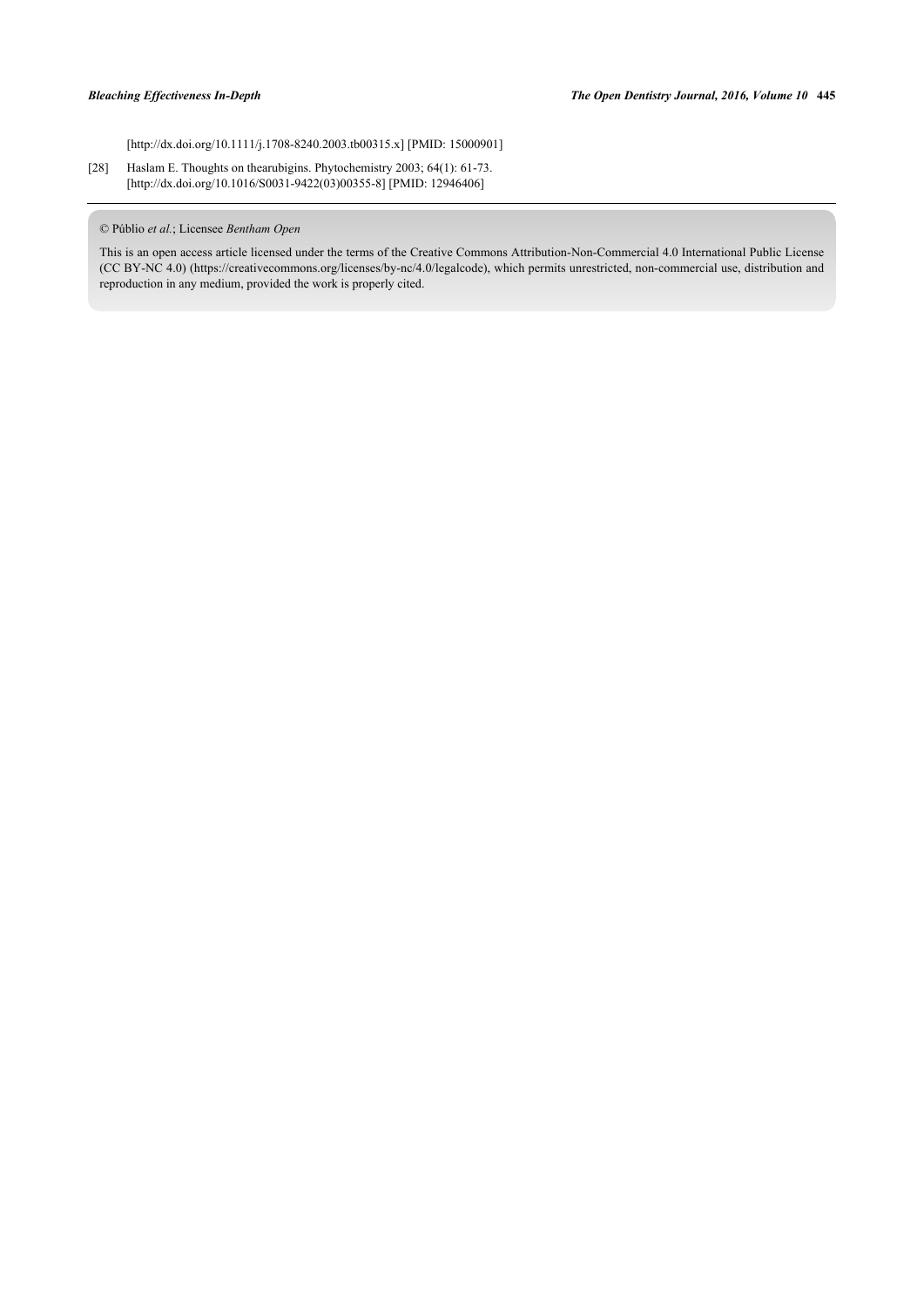[http://dx.doi.org/10.1111/j.1708-8240.2003.tb00315.x] [PMID: 15000901]

[28] Haslam E. Thoughts on thearubigins. Phytochemistry 2003; 64(1): 61-73. [http://dx.doi.org/10.1016/S0031-9422(03)00355-8] [PMID: 12946406]

---

© Públio *et al.*; Licensee *Bentham Open*

This is an open access article licensed under the terms of the Creative Commons Attribution-Non-Commercial 4.0 International Public License (CC BY-NC 4.0) (https://creativecommons.org/licenses/by-nc/4.0/legalcode), which permits unrestricted, non-commercial use, distribution and reproduction in any medium, provided the work is properly cited.